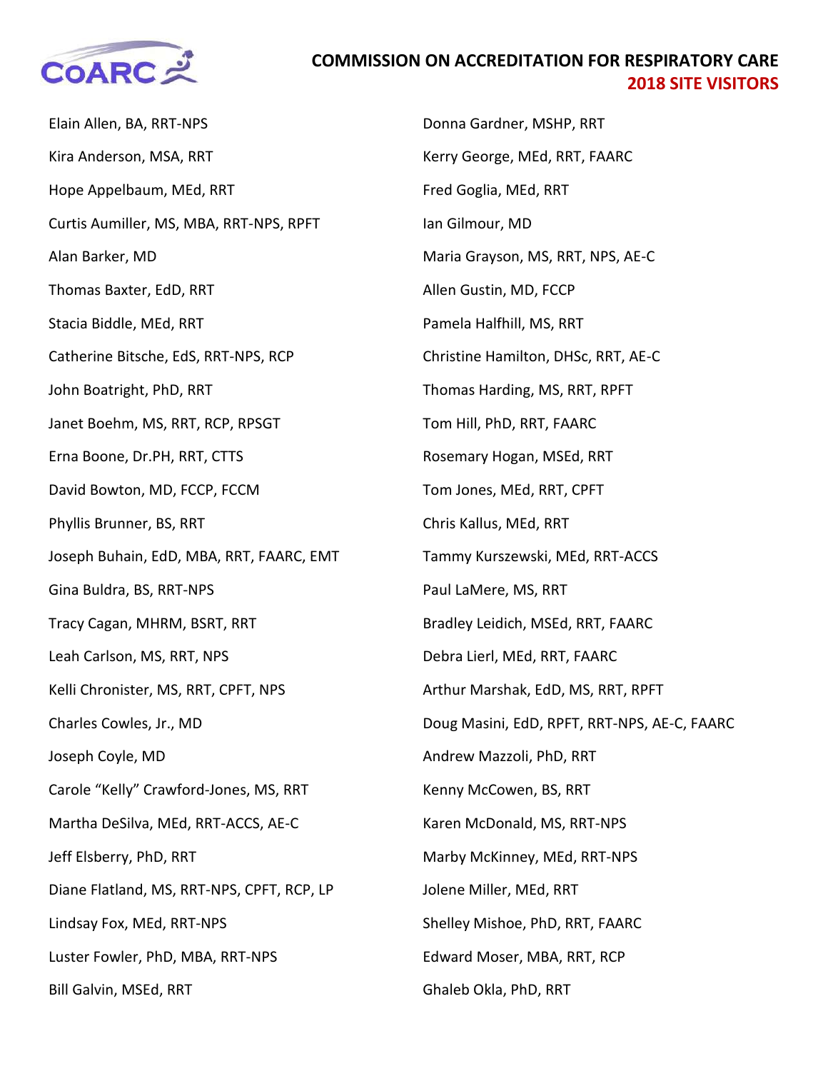# COMMISSION ON ACCREDITATION FOR RESPIRATORY CARE

## 2018 SITE VISITORS

Elain Allen, BA, RRT-NPS

Kira Anderson, MSA, RRT

Hope Appelbaum, MEd, RRT

Curtis Aumiller, MS, MBA, RRT-NPS, RPFT

Alan Barker, MD

Thomas Baxter, EdD, RRT

Stacia Biddle, MEd, RRT

Catherine Bitsche, EdS, RRT-NPS, RCP

John Boatright, PhD, RRT

Janet Boehm, MS, RRT, RCP, RPSGT

Erna Boone, Dr.PH, RRT, CTTS

David Bowton, MD, FCCP, FCCM

Phyllis Brunner, BS, RRT

Joseph Buhain, EdD, MBA, RRT, FAARC, EMT

Gina Buldra, BS, RRT-NPS

Tracy Cagan, MHRM, BSRT, RRT

Leah Carlson, MS, RRT, NPS

Kelli Chronister, MS, RRT, CPFT, NPS

Charles Cowles, Jr., MD

Joseph Coyle, MD

Carole "Kelly" Crawford-Jones, MS, RRT

Martha DeSilva, MEd, RRT-ACCS, AE-C

Jeff Elsberry, PhD, RRT

Diane Flatland, MS, RRT-NPS, CPFT, RCP, LP

Lindsay Fox, MEd, RRT-NPS

Luster Fowler, PhD, MBA, RRT-NPS

Bill Galvin, MSEd, RRT

Donna Gardner, MSHP, RRT

Kerry George, MEd, RRT, FAARC

Fred Goglia, MEd, RRT

Ian Gilmour, MD

Maria Grayson, MS, RRT, NPS, AE-C

Allen Gustin, MD, FCCP

Pamela Halfhill, MS, RRT

Christine Hamilton, DHSc, RRT, AE-C

Thomas Harding, MS, RRT, RPFT

Tom Hill, PhD, RRT, FAARC

Rosemary Hogan, MSEd, RRT

Tom Jones, MEd, RRT, CPFT

Chris Kallus, MEd, RRT

Tammy Kurszewski, MEd, RRT-ACCS

Paul LaMere, MS, RRT

Bradley Leidich, MSEd, RRT, FAARC

Debra Lierl, MEd, RRT, FAARC

Arthur Marshak, EdD, MS, RRT, RPFT

Doug Masini, EdD, RPFT, RRT-NPS, AE-C, FAARC

Andrew Mazzoli, PhD, RRT

Kenny McCowen, BS, RRT

Karen McDonald, MS, RRT-NPS

Marby McKinney, MEd, RRT-NPS

Jolene Miller, MEd, RRT

Shelley Mishoe, PhD, RRT, FAARC

Edward Moser, MBA, RRT, RCP

Ghaleb Okla, PhD, RRT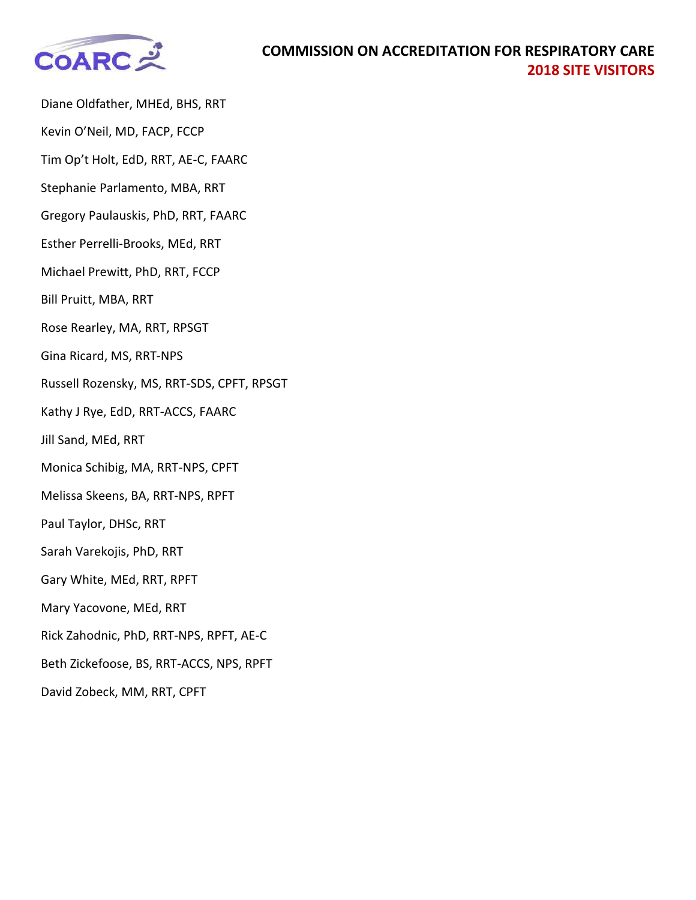# COMMISSION ON ACCREDITATION FOR RESPIRATORY CARE

## 2018 SITE VISITORS

Diane Oldfather, MHEd, BHS, RRT

Kevin O'Neil, MD, FACP, FCCP

Tim Op't Holt, EdD, RRT, AE-C, FAARC

Stephanie Parlamento, MBA, RRT

Gregory Paulauskis, PhD, RRT, FAARC

Esther Perrelli-Brooks, MEd, RRT

Michael Prewitt, PhD, RRT, FCCP

Bill Pruitt, MBA, RRT

Rose Rearley, MA, RRT, RPSGT

Gina Ricard, MS, RRT-NPS

Russell Rozensky, MS, RRT-SDS, CPFT, RPSGT

Kathy J Rye, EdD, RRT-ACCS, FAARC

Jill Sand, MEd, RRT

Monica Schibig, MA, RRT-NPS, CPFT

Melissa Skeens, BA, RRT-NPS, RPFT

Paul Taylor, DHSc, RRT

Sarah Varekojis, PhD, RRT

Gary White, MEd, RRT, RPFT

Mary Yacovone, MEd, RRT

Rick Zahodnic, PhD, RRT-NPS, RPFT, AE-C

Beth Zickefoose, BS, RRT-ACCS, NPS, RPFT

David Zobeck, MM, RRT, CPFT